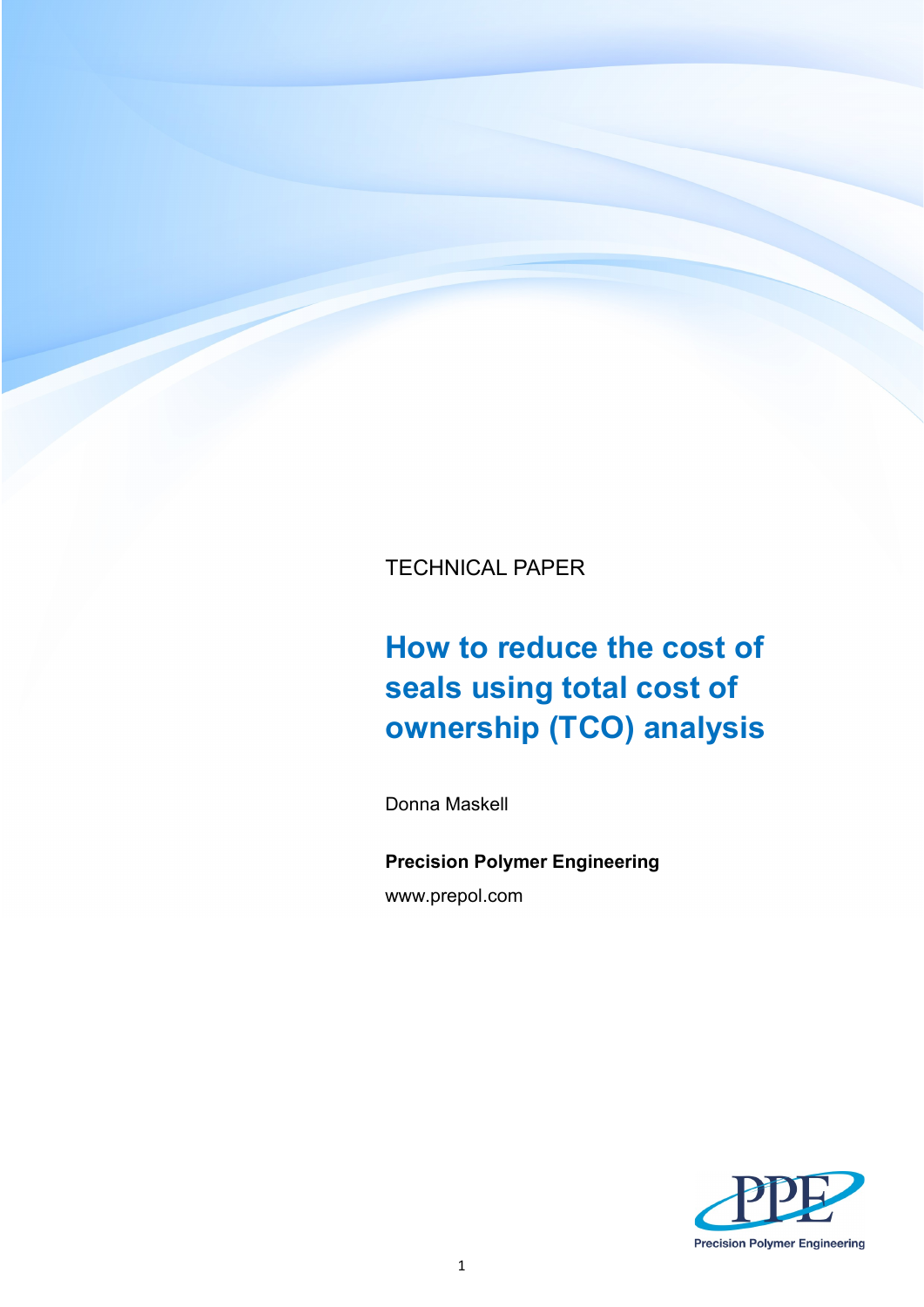TECHNICAL PAPER

# How to reduce the cost of seals using total cost of ownership (TCO) analysis

Donna Maskell

**Precision Polymer Engineering**

www.prepol.com

Precision Polymer Engineering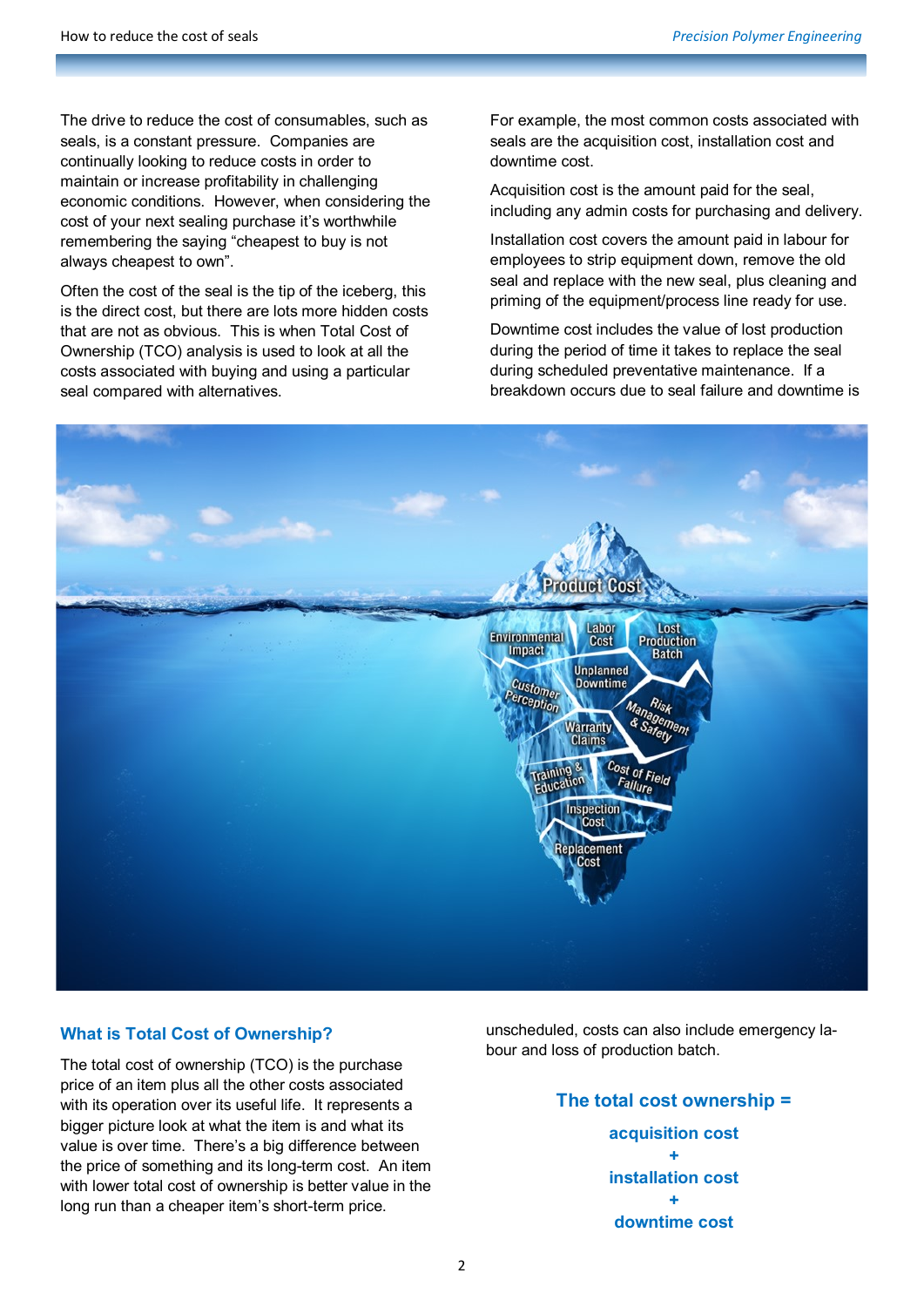The drive to reduce the cost of consumables, such as seals, is a constant pressure. Companies are continually looking to reduce costs in order to maintain or increase profitability in challenging economic conditions. However, when considering the cost of your next sealing purchase it's worthwhile remembering the saying "cheapest to buy is not always cheapest to own".

Often the cost of the seal is the tip of the iceberg, this is the direct cost, but there are lots more hidden costs that are not as obvious. This is when Total Cost of Ownership (TCO) analysis is used to look at all the costs associated with buying and using a particular seal compared with alternatives.

For example, the most common costs associated with seals are the acquisition cost, installation cost and downtime cost.

Acquisition cost is the amount paid for the seal, including any admin costs for purchasing and delivery.

Installation cost covers the amount paid in labour for employees to strip equipment down, remove the old seal and replace with the new seal, plus cleaning and priming of the equipment/process line ready for use.

Downtime cost includes the value of lost production during the period of time it takes to replace the seal during scheduled preventative maintenance. If a breakdown occurs due to seal failure and downtime is unscheduled, costs can also include emergency labour and loss of production batch.

## What is Total Cost of Ownership?

The total cost of ownership (TCO) is the purchase price of an item plus all the other costs associated with its operation over its useful life. It represents a bigger picture look at what the item is and what its value is over time. There's a big difference between the price of something and its long-term cost. An item with lower total cost of ownership is better value in the long run than a cheaper item's short-term price.

**The total cost ownership =**

**acquisition cost**

**+**

**installation cost**

**+**

**downtime cost**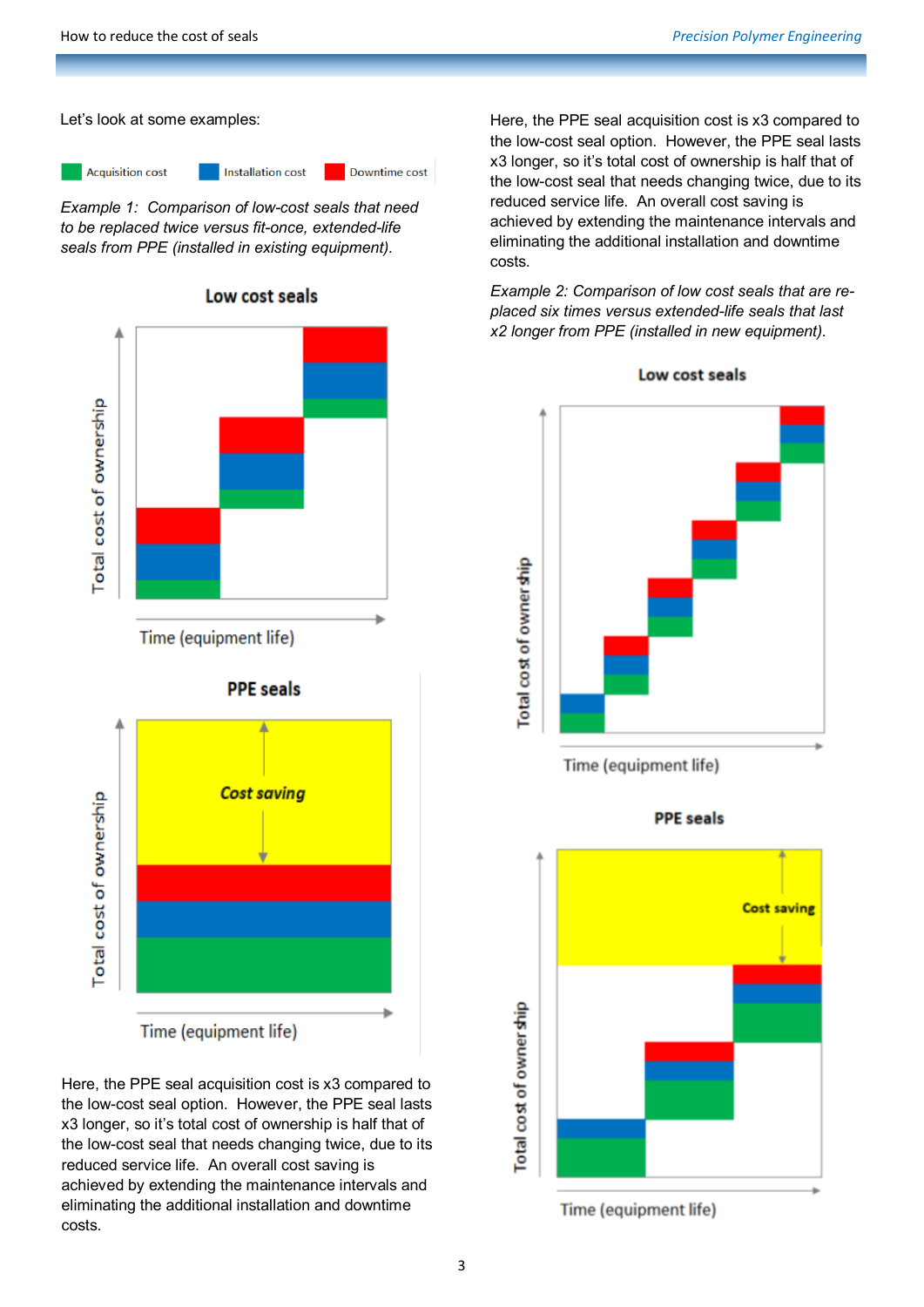Let's look at some examples:

Acquisition cost | Installation cost | Downtime cost

*Example 1: Comparison of low-cost seals that need to be replaced twice versus fit-once, extended-life seals from PPE (installed in existing equipment).*

**Low cost seals**

Total cost of ownership

Time (equipment life)

**PPE seals**

*Cost saving*

Total cost of ownership

Time (equipment life)

Here, the PPE seal acquisition cost is x3 compared to the low-cost seal option. However, the PPE seal lasts x3 longer, so it's total cost of ownership is half that of the low-cost seal that needs changing twice, due to its reduced service life. An overall cost saving is achieved by extending the maintenance intervals and eliminating the additional installation and downtime costs.

Here, the PPE seal acquisition cost is x3 compared to the low-cost seal option. However, the PPE seal lasts x3 longer, so it's total cost of ownership is half that of the low-cost seal that needs changing twice, due to its reduced service life. An overall cost saving is achieved by extending the maintenance intervals and eliminating the additional installation and downtime costs.

*Example 2: Comparison of low cost seals that are re-placed six times versus extended-life seals that last x2 longer from PPE (installed in new equipment).*

**Low cost seals**

Total cost of ownership

Time (equipment life)

**PPE seals**

**Cost saving**

Total cost of ownership

Time (equipment life)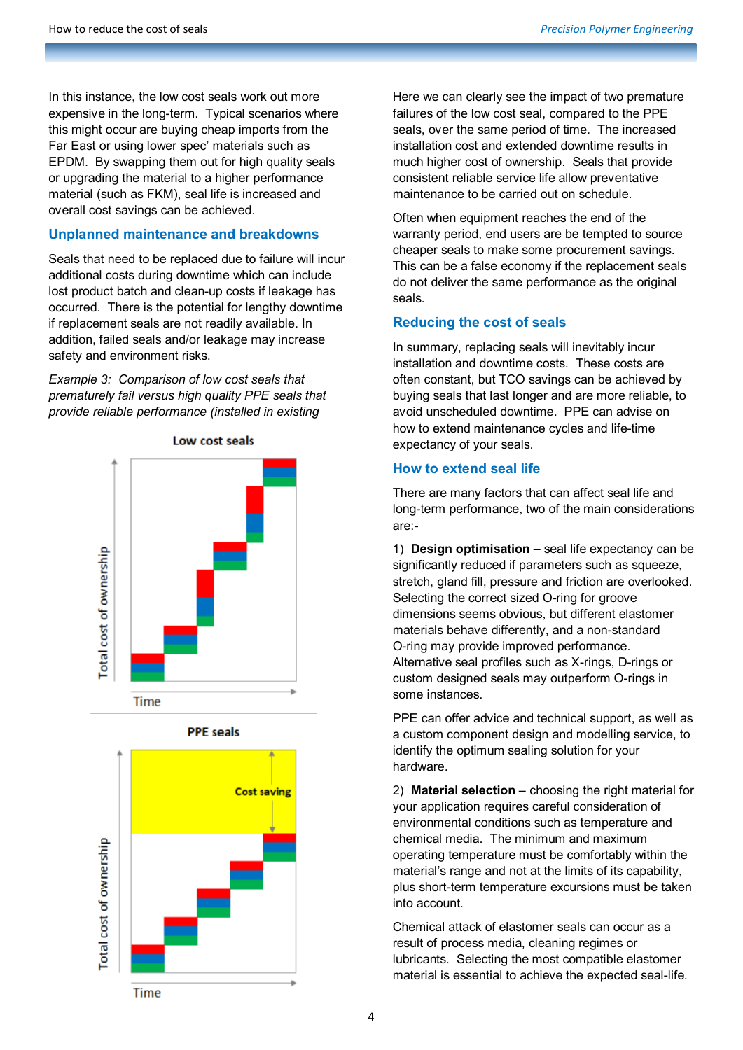In this instance, the low cost seals work out more expensive in the long-term. Typical scenarios where this might occur are buying cheap imports from the Far East or using lower spec' materials such as EPDM. By swapping them out for high quality seals or upgrading the material to a higher performance material (such as FKM), seal life is increased and overall cost savings can be achieved.

## Unplanned maintenance and breakdowns

Seals that need to be replaced due to failure will incur additional costs during downtime which can include lost product batch and clean-up costs if leakage has occurred. There is the potential for lengthy downtime if replacement seals are not readily available. In addition, failed seals and/or leakage may increase safety and environment risks.

*Example 3: Comparison of low cost seals that prematurely fail versus high quality PPE seals that provide reliable performance (installed in existing*

Low cost seals

Total cost of ownership

Time

PPE seals

Cost saving

Total cost of ownership

Time

Here we can clearly see the impact of two premature failures of the low cost seal, compared to the PPE seals, over the same period of time. The increased installation cost and extended downtime results in much higher cost of ownership. Seals that provide consistent reliable service life allow preventative maintenance to be carried out on schedule.

Often when equipment reaches the end of the warranty period, end users are be tempted to source cheaper seals to make some procurement savings. This can be a false economy if the replacement seals do not deliver the same performance as the original seals.

## Reducing the cost of seals

In summary, replacing seals will inevitably incur installation and downtime costs. These costs are often constant, but TCO savings can be achieved by buying seals that last longer and are more reliable, to avoid unscheduled downtime. PPE can advise on how to extend maintenance cycles and life-time expectancy of your seals.

## How to extend seal life

There are many factors that can affect seal life and long-term performance, two of the main considerations are:-

1) **Design optimisation** – seal life expectancy can be significantly reduced if parameters such as squeeze, stretch, gland fill, pressure and friction are overlooked. Selecting the correct sized O-ring for groove dimensions seems obvious, but different elastomer materials behave differently, and a non-standard O-ring may provide improved performance. Alternative seal profiles such as X-rings, D-rings or custom designed seals may outperform O-rings in some instances.

PPE can offer advice and technical support, as well as a custom component design and modelling service, to identify the optimum sealing solution for your hardware.

2) **Material selection** – choosing the right material for your application requires careful consideration of environmental conditions such as temperature and chemical media. The minimum and maximum operating temperature must be comfortably within the material's range and not at the limits of its capability, plus short-term temperature excursions must be taken into account.

Chemical attack of elastomer seals can occur as a result of process media, cleaning regimes or lubricants. Selecting the most compatible elastomer material is essential to achieve the expected seal-life.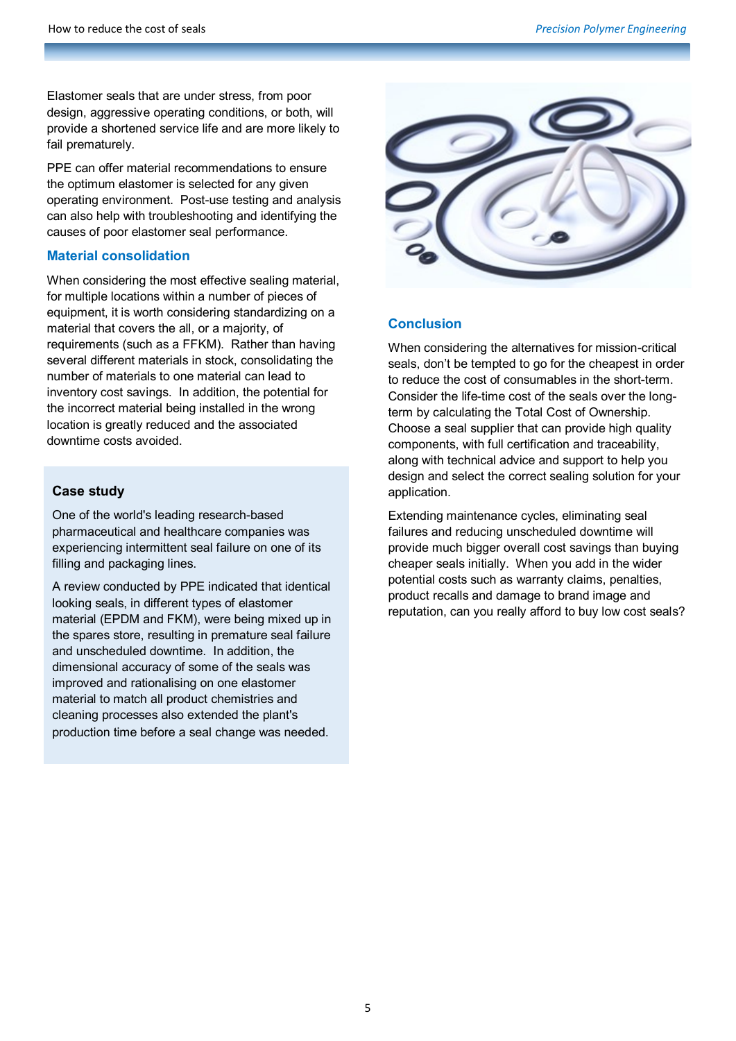Elastomer seals that are under stress, from poor design, aggressive operating conditions, or both, will provide a shortened service life and are more likely to fail prematurely.

PPE can offer material recommendations to ensure the optimum elastomer is selected for any given operating environment. Post-use testing and analysis can also help with troubleshooting and identifying the causes of poor elastomer seal performance.

## Material consolidation

When considering the most effective sealing material, for multiple locations within a number of pieces of equipment, it is worth considering standardizing on a material that covers the all, or a majority, of requirements (such as a FFKM). Rather than having several different materials in stock, consolidating the number of materials to one material can lead to inventory cost savings. In addition, the potential for the incorrect material being installed in the wrong location is greatly reduced and the associated downtime costs avoided.

### Case study

One of the world's leading research-based pharmaceutical and healthcare companies was experiencing intermittent seal failure on one of its filling and packaging lines.

A review conducted by PPE indicated that identical looking seals, in different types of elastomer material (EPDM and FKM), were being mixed up in the spares store, resulting in premature seal failure and unscheduled downtime. In addition, the dimensional accuracy of some of the seals was improved and rationalising on one elastomer material to match all product chemistries and cleaning processes also extended the plant's production time before a seal change was needed.

## Conclusion

When considering the alternatives for mission-critical seals, don't be tempted to go for the cheapest in order to reduce the cost of consumables in the short-term. Consider the life-time cost of the seals over the long-term by calculating the Total Cost of Ownership. Choose a seal supplier that can provide high quality components, with full certification and traceability, along with technical advice and support to help you design and select the correct sealing solution for your application.

Extending maintenance cycles, eliminating seal failures and reducing unscheduled downtime will provide much bigger overall cost savings than buying cheaper seals initially. When you add in the wider potential costs such as warranty claims, penalties, product recalls and damage to brand image and reputation, can you really afford to buy low cost seals?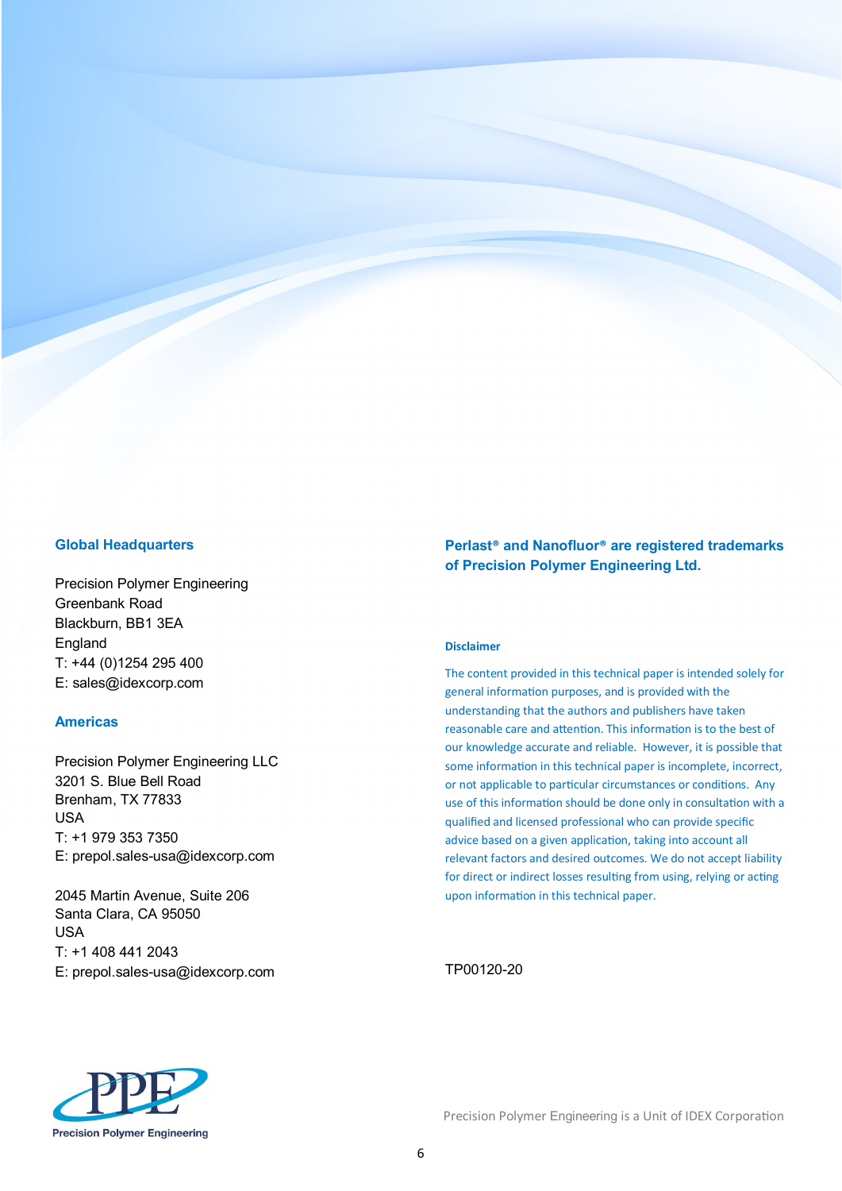## Global Headquarters

Precision Polymer Engineering
Greenbank Road
Blackburn, BB1 3EA
England
T: +44 (0)1254 295 400
E: sales@idexcorp.com

## Americas

Precision Polymer Engineering LLC
3201 S. Blue Bell Road
Brenham, TX 77833
USA
T: +1 979 353 7350
E: prepol.sales-usa@idexcorp.com

2045 Martin Avenue, Suite 206
Santa Clara, CA 95050
USA
T: +1 408 441 2043
E: prepol.sales-usa@idexcorp.com

**Perlast® and Nanofluor® are registered trademarks of Precision Polymer Engineering Ltd.**

**Disclaimer**

The content provided in this technical paper is intended solely for general information purposes, and is provided with the understanding that the authors and publishers have taken reasonable care and attention. This information is to the best of our knowledge accurate and reliable. However, it is possible that some information in this technical paper is incomplete, incorrect, or not applicable to particular circumstances or conditions. Any use of this information should be done only in consultation with a qualified and licensed professional who can provide specific advice based on a given application, taking into account all relevant factors and desired outcomes. We do not accept liability for direct or indirect losses resulting from using, relying or acting upon information in this technical paper.

TP00120-20

PPE
Precision Polymer Engineering

Precision Polymer Engineering is a Unit of IDEX Corporation